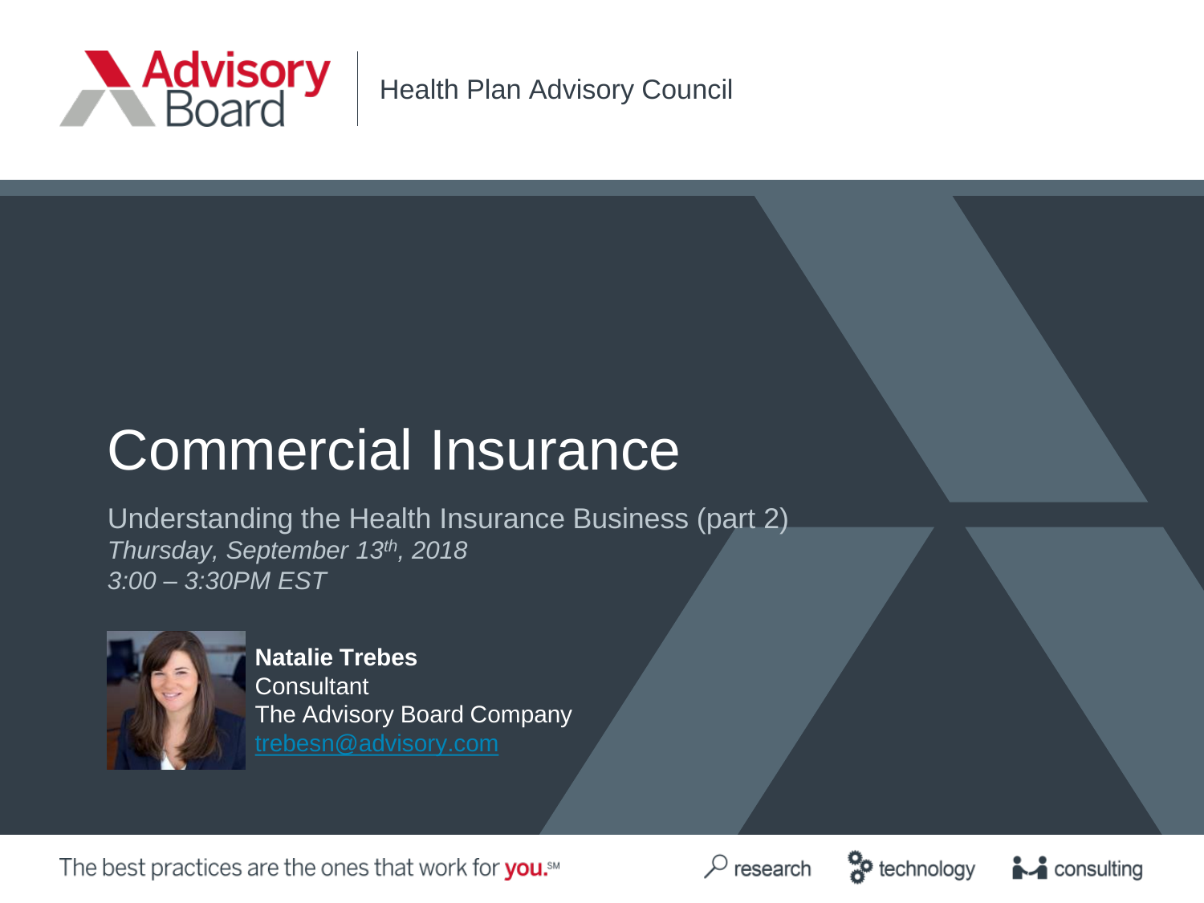Advisory Board | Health Plan Advisory Council

# Commercial Insurance

Understanding the Health Insurance Business (part 2)

*Thursday, September 13th, 2018*

*3:00 – 3:30PM EST*

**Natalie Trebes**
Consultant
The Advisory Board Company
trebesn@advisory.com

The best practices are the ones that work for **you.**℠

research | technology | consulting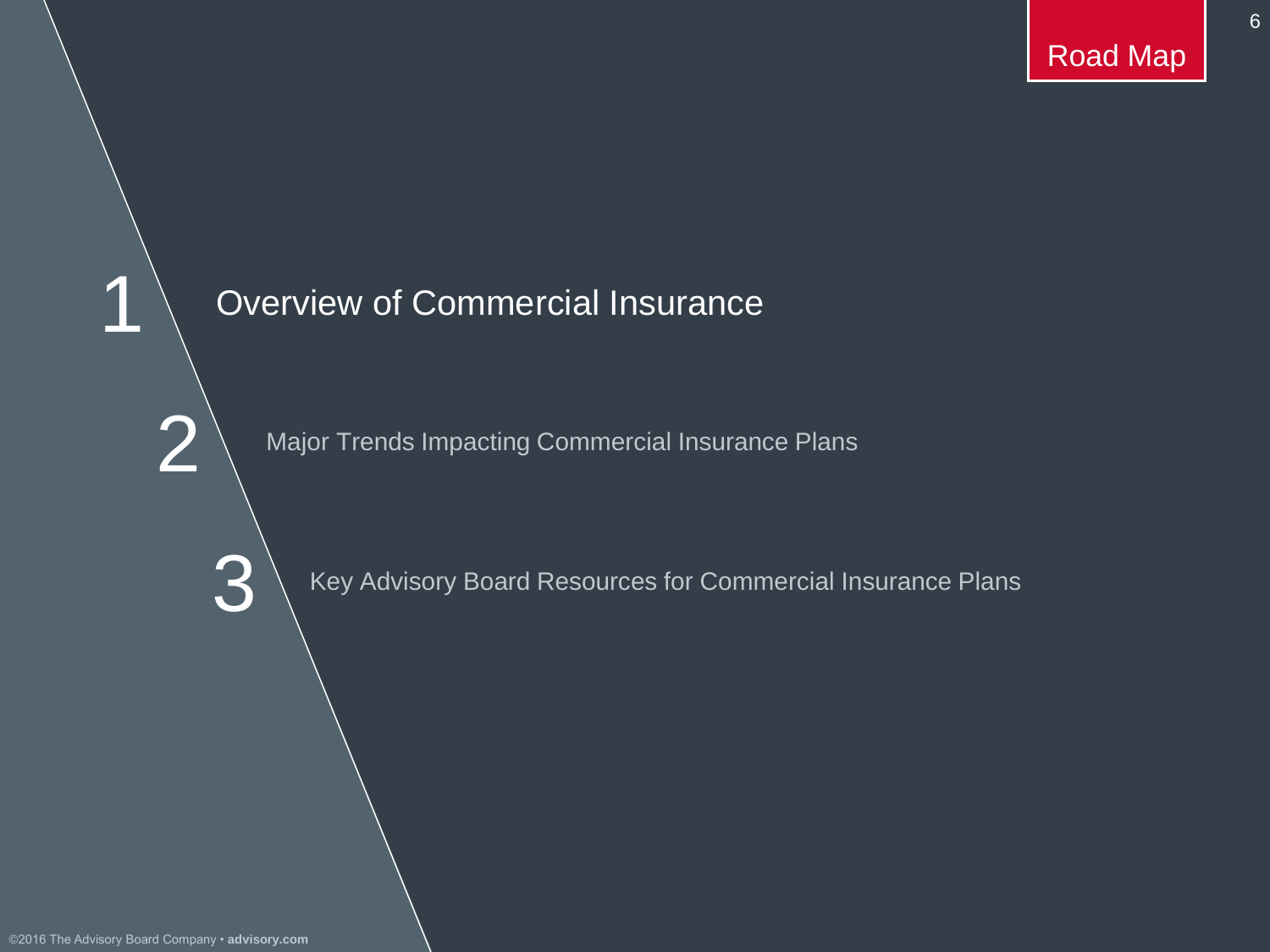# Road Map

1. Overview of Commercial Insurance
2. Major Trends Impacting Commercial Insurance Plans
3. Key Advisory Board Resources for Commercial Insurance Plans

©2016 The Advisory Board Company • **advisory.com**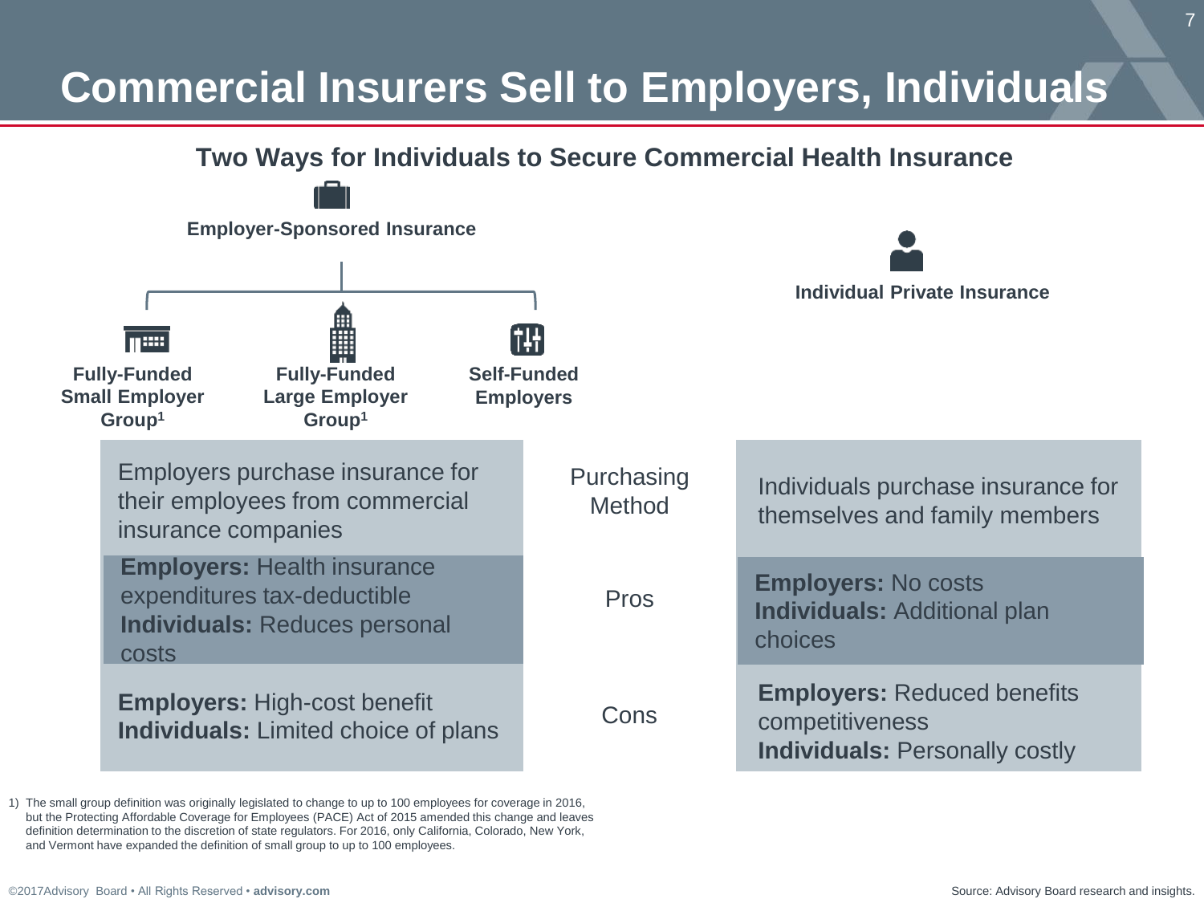# Commercial Insurers Sell to Employers, Individuals

## Two Ways for Individuals to Secure Commercial Health Insurance

**Employer-Sponsored Insurance**

- **Fully-Funded Small Employer Group[1]**
- **Fully-Funded Large Employer Group[1]**
- **Self-Funded Employers**

**Individual Private Insurance**

| Employer-Sponsored Insurance | | Individual Private Insurance |
| --- | --- | --- |
| Employers purchase insurance for their employees from commercial insurance companies | Purchasing Method | Individuals purchase insurance for themselves and family members |
| **Employers:** Health insurance expenditures tax-deductible<br>**Individuals:** Reduces personal costs | Pros | **Employers:** No costs<br>**Individuals:** Additional plan choices |
| **Employers:** High-cost benefit<br>**Individuals:** Limited choice of plans | Cons | **Employers:** Reduced benefits competitiveness<br>**Individuals:** Personally costly |

1) The small group definition was originally legislated to change to up to 100 employees for coverage in 2016, but the Protecting Affordable Coverage for Employees (PACE) Act of 2015 amended this change and leaves definition determination to the discretion of state regulators. For 2016, only California, Colorado, New York, and Vermont have expanded the definition of small group to up to 100 employees.

Source: Advisory Board research and insights.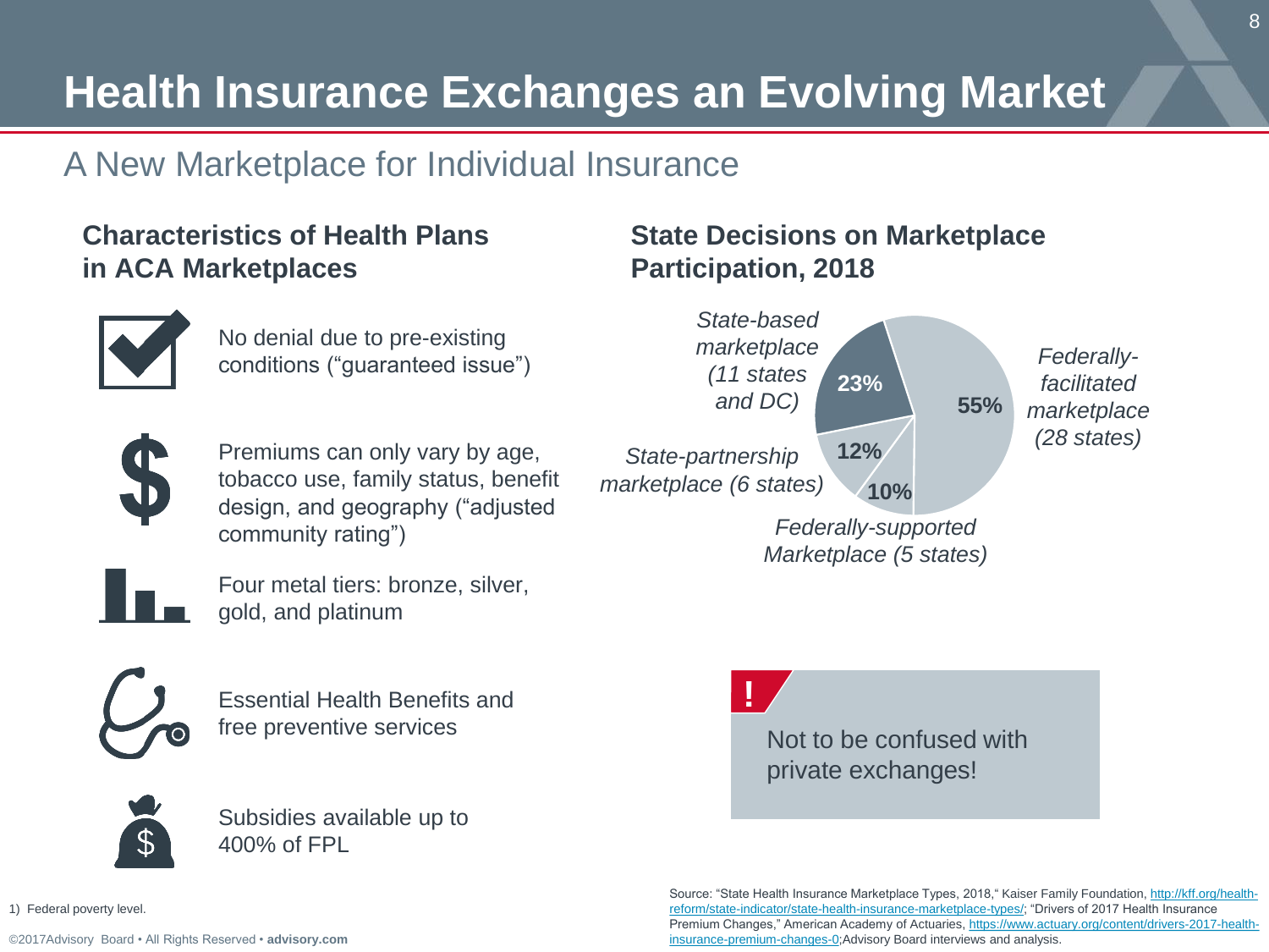# Health Insurance Exchanges an Evolving Market

## A New Marketplace for Individual Insurance

### Characteristics of Health Plans in ACA Marketplaces

- No denial due to pre-existing conditions ("guaranteed issue")
- Premiums can only vary by age, tobacco use, family status, benefit design, and geography ("adjusted community rating")
- Four metal tiers: bronze, silver, gold, and platinum
- Essential Health Benefits and free preventive services
- Subsidies available up to 400% of FPL

### State Decisions on Marketplace Participation, 2018

| Marketplace type | Share |
| --- | --- |
| *Federally-facilitated marketplace (28 states)* | 55% |
| *State-based marketplace (11 states and DC)* | 23% |
| *State-partnership marketplace (6 states)* | 12% |
| *Federally-supported Marketplace (5 states)* | 10% |

**!** Not to be confused with private exchanges!

1) Federal poverty level.

Source: "State Health Insurance Marketplace Types, 2018," Kaiser Family Foundation, http://kff.org/health-reform/state-indicator/state-health-insurance-marketplace-types/; "Drivers of 2017 Health Insurance Premium Changes," American Academy of Actuaries, https://www.actuary.org/content/drivers-2017-health-insurance-premium-changes-0; Advisory Board interviews and analysis.

©2017Advisory Board • All Rights Reserved • **advisory.com**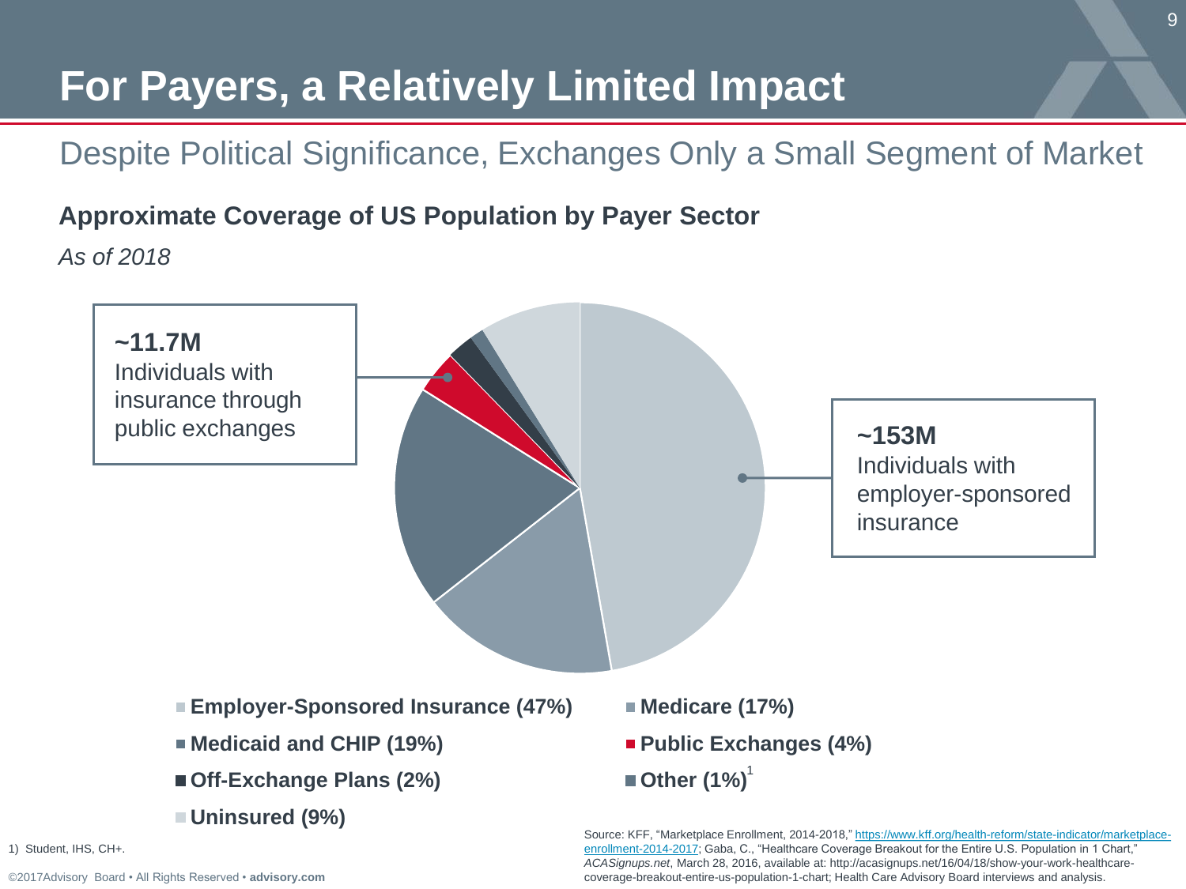# For Payers, a Relatively Limited Impact

## Despite Political Significance, Exchanges Only a Small Segment of Market

**Approximate Coverage of US Population by Payer Sector**

*As of 2018*

**~11.7M**
Individuals with insurance through public exchanges

**~153M**
Individuals with employer-sponsored insurance

- **Employer-Sponsored Insurance (47%)**
- **Medicare (17%)**
- **Medicaid and CHIP (19%)**
- **Public Exchanges (4%)**
- **Off-Exchange Plans (2%)**
- **Other (1%)**[1]
- **Uninsured (9%)**

1) Student, IHS, CH+.

Source: KFF, "Marketplace Enrollment, 2014-2018," https://www.kff.org/health-reform/state-indicator/marketplace-enrollment-2014-2017; Gaba, C., "Healthcare Coverage Breakout for the Entire U.S. Population in 1 Chart," *ACASignups.net*, March 28, 2016, available at: http://acasignups.net/16/04/18/show-your-work-healthcare-coverage-breakout-entire-us-population-1-chart; Health Care Advisory Board interviews and analysis.

©2017Advisory Board • All Rights Reserved • **advisory.com**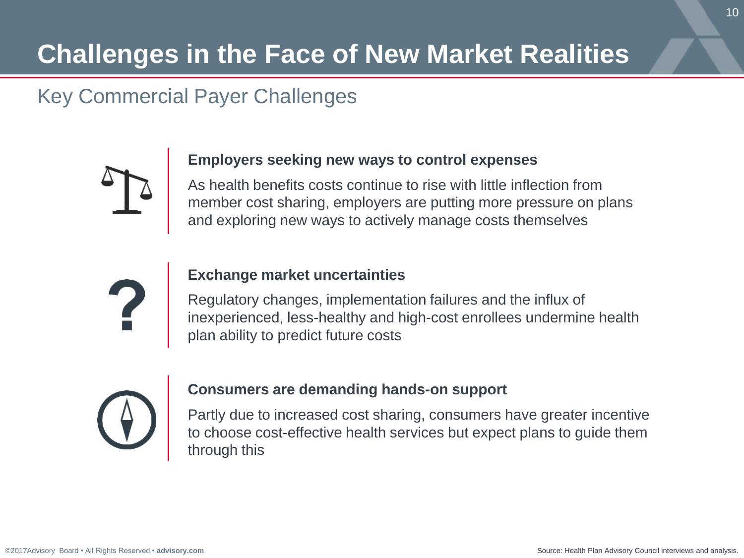# Challenges in the Face of New Market Realities

## Key Commercial Payer Challenges

**Employers seeking new ways to control expenses**

As health benefits costs continue to rise with little inflection from member cost sharing, employers are putting more pressure on plans and exploring new ways to actively manage costs themselves

**Exchange market uncertainties**

Regulatory changes, implementation failures and the influx of inexperienced, less-healthy and high-cost enrollees undermine health plan ability to predict future costs

**Consumers are demanding hands-on support**

Partly due to increased cost sharing, consumers have greater incentive to choose cost-effective health services but expect plans to guide them through this

Source: Health Plan Advisory Council interviews and analysis.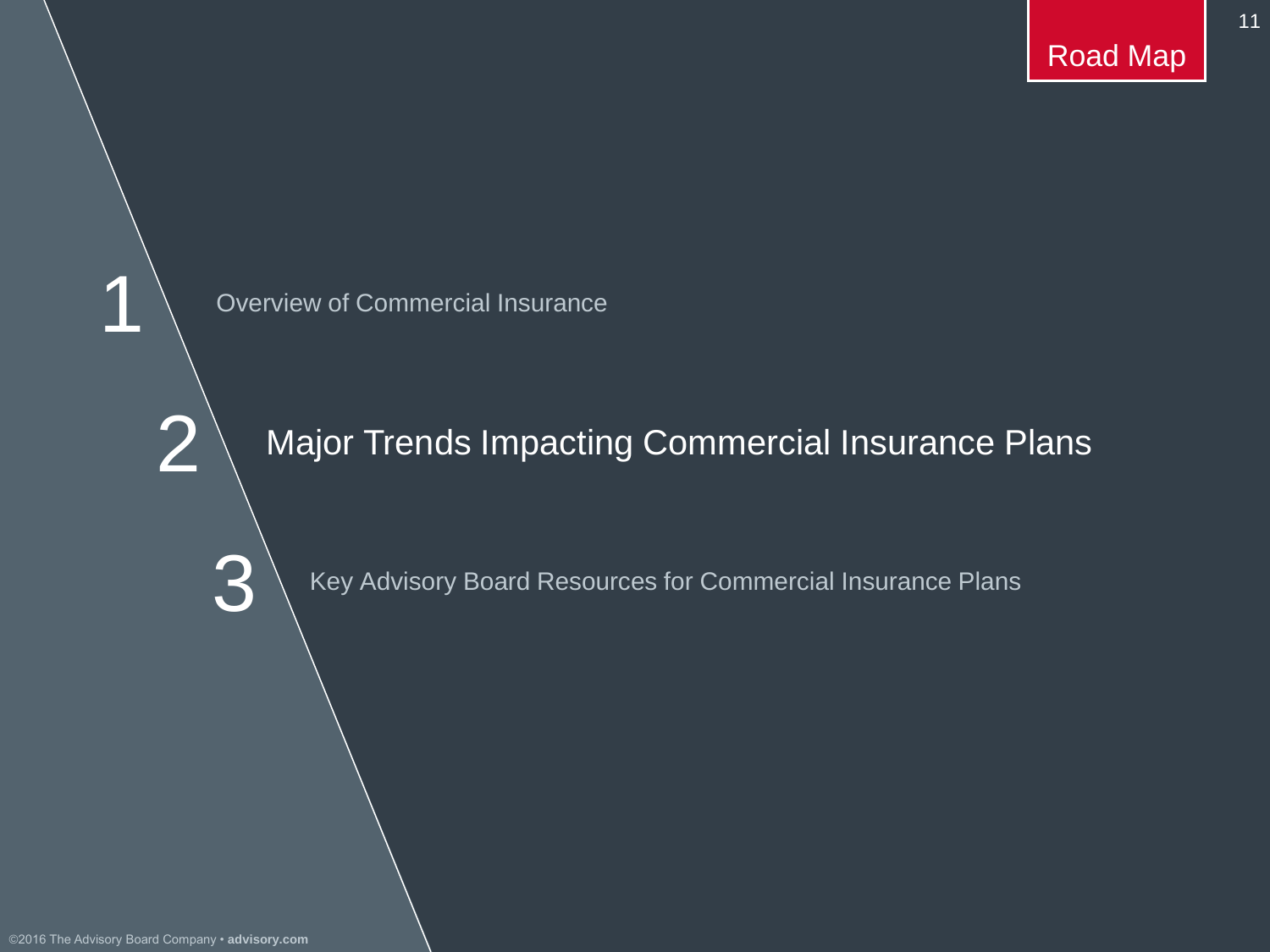# Road Map

1. Overview of Commercial Insurance
2. **Major Trends Impacting Commercial Insurance Plans**
3. Key Advisory Board Resources for Commercial Insurance Plans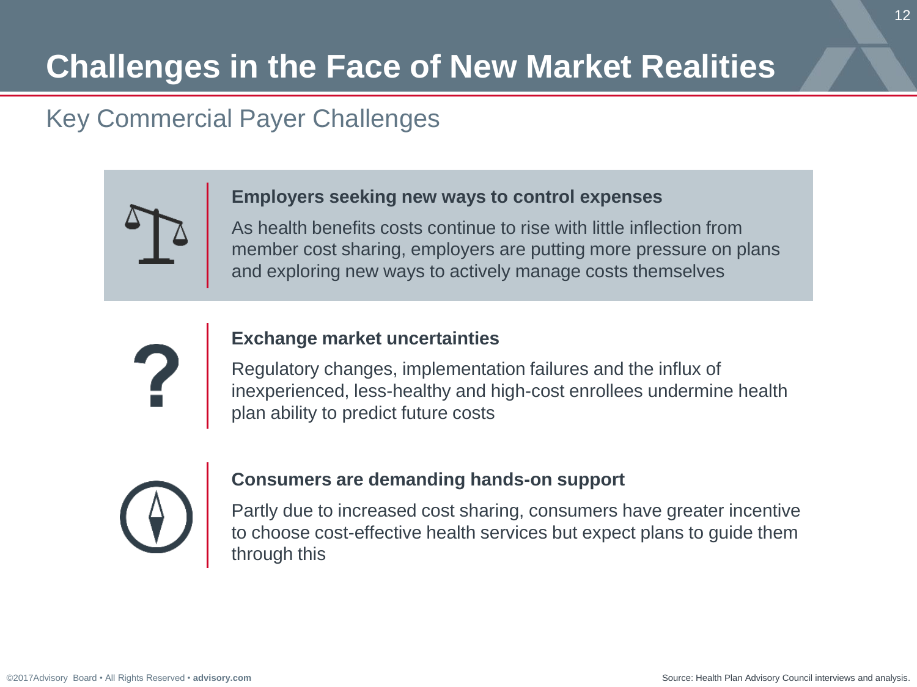# Challenges in the Face of New Market Realities

## Key Commercial Payer Challenges

**Employers seeking new ways to control expenses**

As health benefits costs continue to rise with little inflection from member cost sharing, employers are putting more pressure on plans and exploring new ways to actively manage costs themselves

**Exchange market uncertainties**

Regulatory changes, implementation failures and the influx of inexperienced, less-healthy and high-cost enrollees undermine health plan ability to predict future costs

**Consumers are demanding hands-on support**

Partly due to increased cost sharing, consumers have greater incentive to choose cost-effective health services but expect plans to guide them through this

Source: Health Plan Advisory Council interviews and analysis.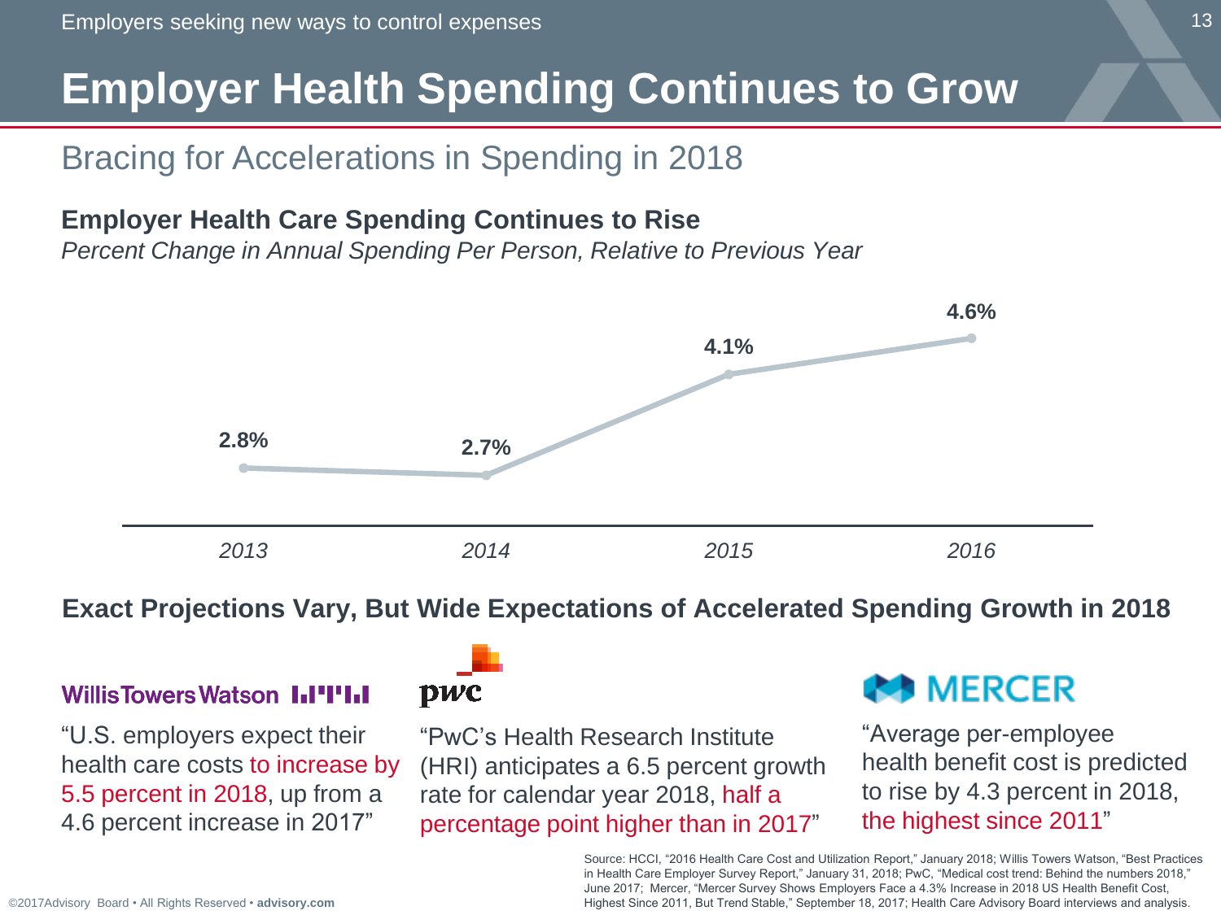Employers seeking new ways to control expenses

# Employer Health Spending Continues to Grow

## Bracing for Accelerations in Spending in 2018

### Employer Health Care Spending Continues to Rise

*Percent Change in Annual Spending Per Person, Relative to Previous Year*

| Year | Percent Change |
|---|---|
| *2013* | **2.8%** |
| *2014* | **2.7%** |
| *2015* | **4.1%** |
| *2016* | **4.6%** |

### Exact Projections Vary, But Wide Expectations of Accelerated Spending Growth in 2018

**Willis Towers Watson**

"U.S. employers expect their health care costs to increase by 5.5 percent in 2018, up from a 4.6 percent increase in 2017"

**pwc**

"PwC's Health Research Institute (HRI) anticipates a 6.5 percent growth rate for calendar year 2018, half a percentage point higher than in 2017"

**MERCER**

"Average per-employee health benefit cost is predicted to rise by 4.3 percent in 2018, the highest since 2011"

Source: HCCI, "2016 Health Care Cost and Utilization Report," January 2018; Willis Towers Watson, "Best Practices in Health Care Employer Survey Report," January 31, 2018; PwC, "Medical cost trend: Behind the numbers 2018," June 2017; Mercer, "Mercer Survey Shows Employers Face a 4.3% Increase in 2018 US Health Benefit Cost, Highest Since 2011, But Trend Stable," September 18, 2017; Health Care Advisory Board interviews and analysis.

©2017Advisory Board • All Rights Reserved • **advisory.com**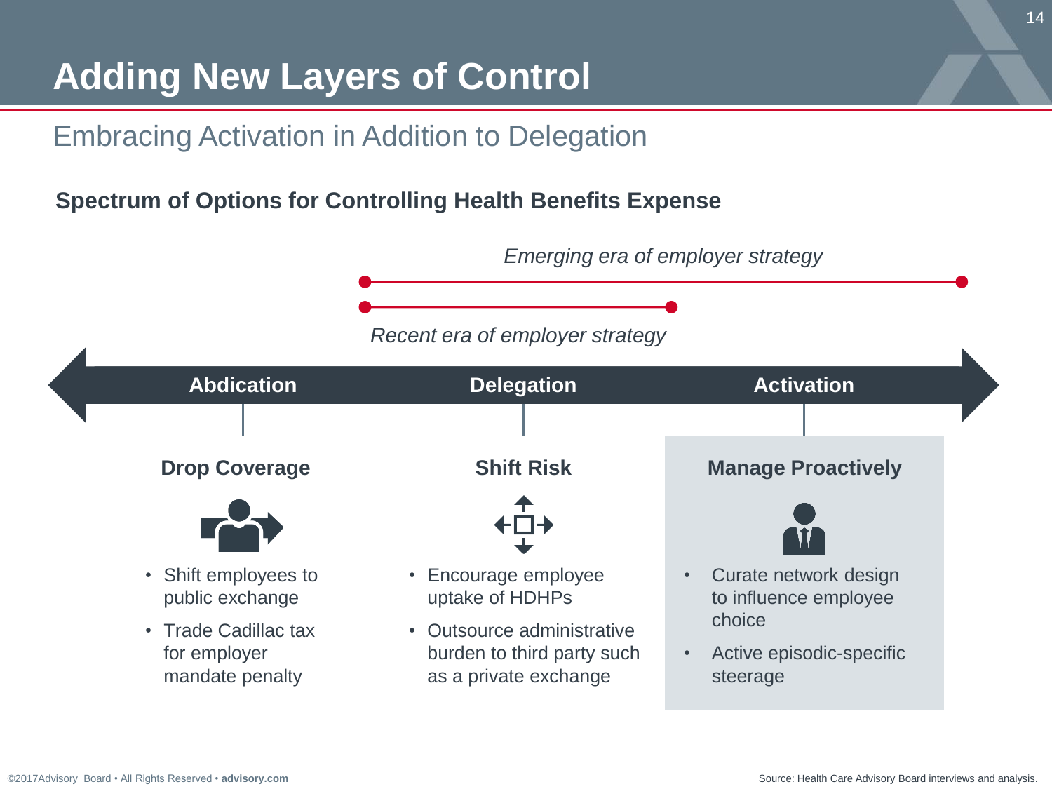# Adding New Layers of Control

## Embracing Activation in Addition to Delegation

**Spectrum of Options for Controlling Health Benefits Expense**

*Emerging era of employer strategy*

*Recent era of employer strategy*

**Abdication** — **Delegation** — **Activation**

### Drop Coverage

- Shift employees to public exchange
- Trade Cadillac tax for employer mandate penalty

### Shift Risk

- Encourage employee uptake of HDHPs
- Outsource administrative burden to third party such as a private exchange

### Manage Proactively

- Curate network design to influence employee choice
- Active episodic-specific steerage

Source: Health Care Advisory Board interviews and analysis.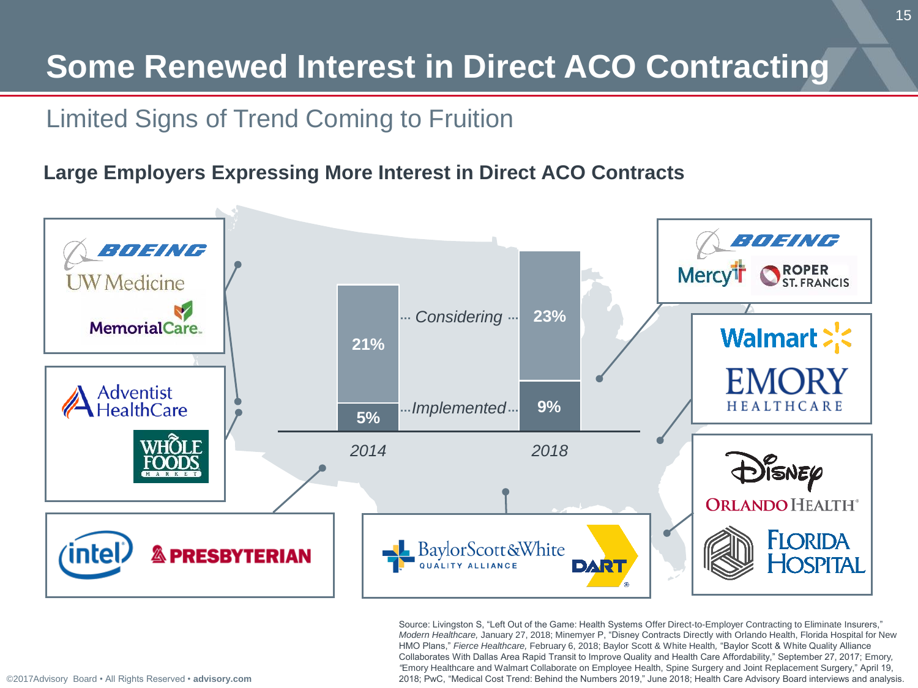# Some Renewed Interest in Direct ACO Contracting

## Limited Signs of Trend Coming to Fruition

### Large Employers Expressing More Interest in Direct ACO Contracts

| | 2014 | 2018 |
|---|---|---|
| *Considering* | 21% | 23% |
| *Implemented* | 5% | 9% |

- Boeing – UW Medicine – MemorialCare
- Adventist HealthCare – Whole Foods Market
- Intel – Presbyterian
- Baylor Scott & White Quality Alliance – DART
- Boeing – Mercy – Roper St. Francis
- Walmart – Emory Healthcare
- Disney – Orlando Health – Florida Hospital

Source: Livingston S, "Left Out of the Game: Health Systems Offer Direct-to-Employer Contracting to Eliminate Insurers," *Modern Healthcare,* January 27, 2018; Minemyer P, "Disney Contracts Directly with Orlando Health, Florida Hospital for New HMO Plans," *Fierce Healthcare,* February 6, 2018; Baylor Scott & White Health, "Baylor Scott & White Quality Alliance Collaborates With Dallas Area Rapid Transit to Improve Quality and Health Care Affordability," September 27, 2017; Emory, "Emory Healthcare and Walmart Collaborate on Employee Health, Spine Surgery and Joint Replacement Surgery," April 19, 2018; PwC, "Medical Cost Trend: Behind the Numbers 2019," June 2018; Health Care Advisory Board interviews and analysis.

©2017Advisory Board • All Rights Reserved • **advisory.com**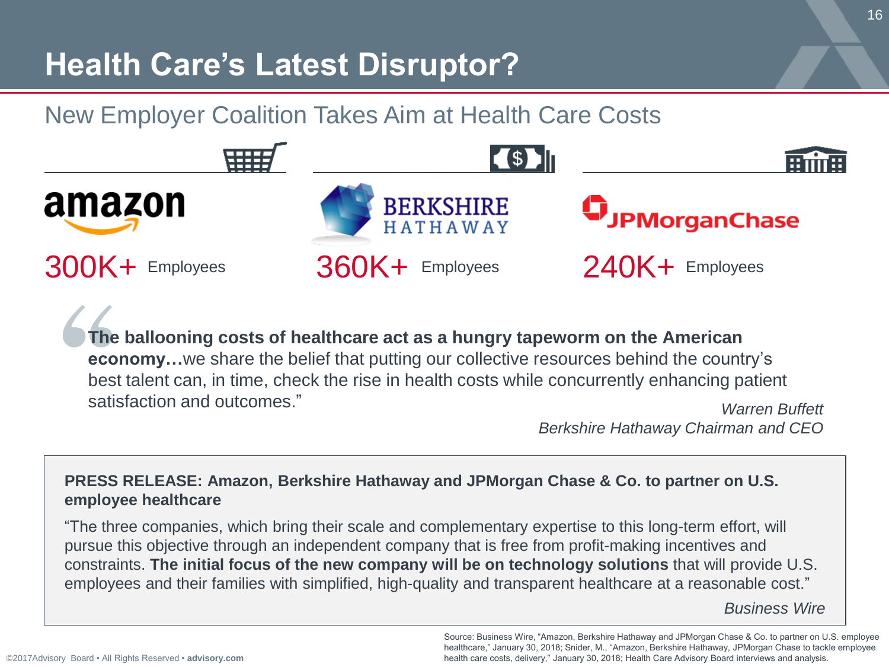# Health Care's Latest Disruptor?

## New Employer Coalition Takes Aim at Health Care Costs

amazon

**300K+** Employees

BERKSHIRE HATHAWAY

**360K+** Employees

JPMorganChase

**240K+** Employees

"**The ballooning costs of healthcare act as a hungry tapeworm on the American economy…**we share the belief that putting our collective resources behind the country's best talent can, in time, check the rise in health costs while concurrently enhancing patient satisfaction and outcomes."

*Warren Buffett*
*Berkshire Hathaway Chairman and CEO*

**PRESS RELEASE: Amazon, Berkshire Hathaway and JPMorgan Chase & Co. to partner on U.S. employee healthcare**

"The three companies, which bring their scale and complementary expertise to this long-term effort, will pursue this objective through an independent company that is free from profit-making incentives and constraints. **The initial focus of the new company will be on technology solutions** that will provide U.S. employees and their families with simplified, high-quality and transparent healthcare at a reasonable cost."

*Business Wire*

Source: Business Wire, "Amazon, Berkshire Hathaway and JPMorgan Chase & Co. to partner on U.S. employee healthcare," January 30, 2018; Snider, M., "Amazon, Berkshire Hathaway, JPMorgan Chase to tackle employee health care costs, delivery," January 30, 2018; Health Care Advisory Board interviews and analysis.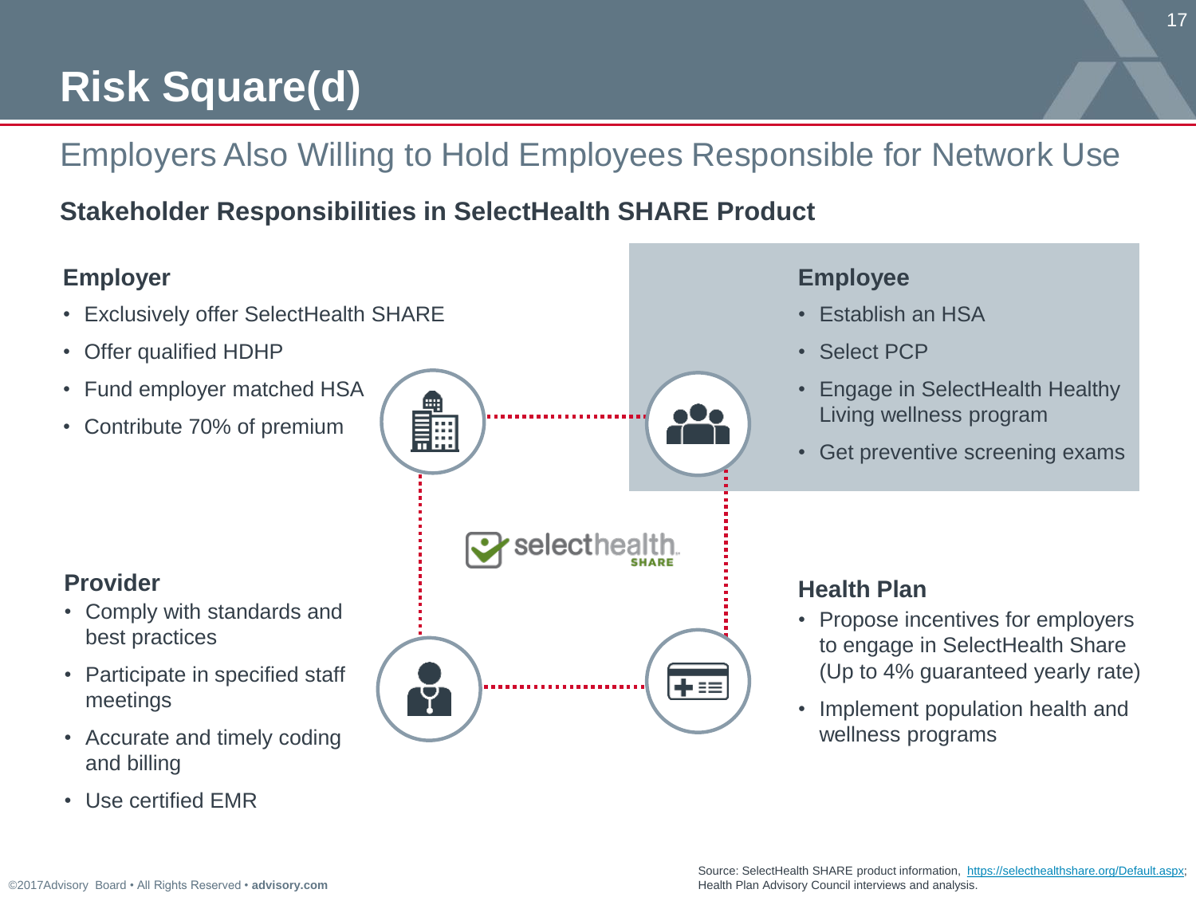# Risk Square(d)

## Employers Also Willing to Hold Employees Responsible for Network Use

### Stakeholder Responsibilities in SelectHealth SHARE Product

**Employer**

- Exclusively offer SelectHealth SHARE
- Offer qualified HDHP
- Fund employer matched HSA
- Contribute 70% of premium

**Employee**

- Establish an HSA
- Select PCP
- Engage in SelectHealth Healthy Living wellness program
- Get preventive screening exams

selecthealth SHARE

**Provider**

- Comply with standards and best practices
- Participate in specified staff meetings
- Accurate and timely coding and billing
- Use certified EMR

**Health Plan**

- Propose incentives for employers to engage in SelectHealth Share (Up to 4% guaranteed yearly rate)
- Implement population health and wellness programs

Source: SelectHealth SHARE product information, https://selecthealthshare.org/Default.aspx; Health Plan Advisory Council interviews and analysis.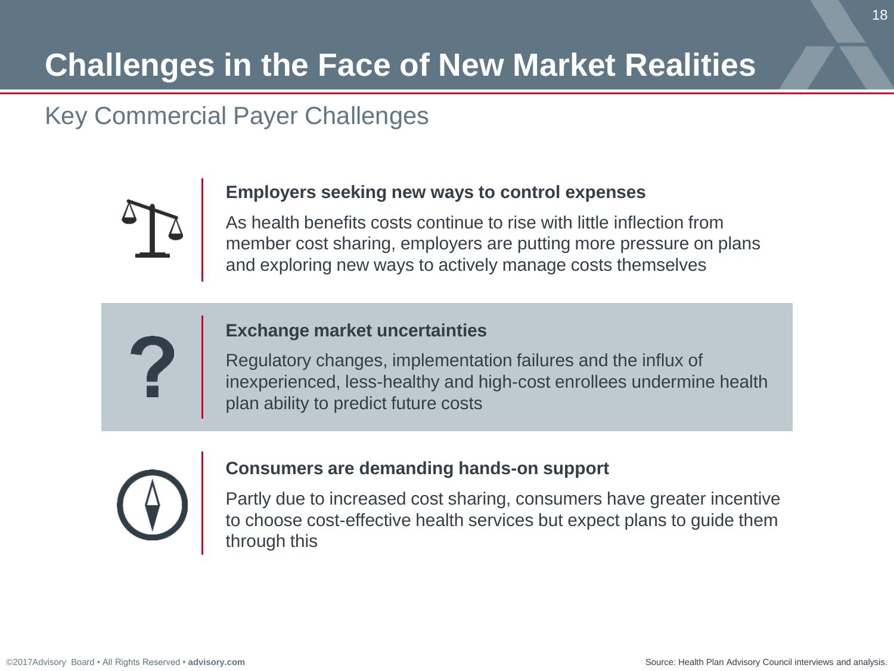# Challenges in the Face of New Market Realities

## Key Commercial Payer Challenges

**Employers seeking new ways to control expenses**

As health benefits costs continue to rise with little inflection from member cost sharing, employers are putting more pressure on plans and exploring new ways to actively manage costs themselves

**Exchange market uncertainties**

Regulatory changes, implementation failures and the influx of inexperienced, less-healthy and high-cost enrollees undermine health plan ability to predict future costs

**Consumers are demanding hands-on support**

Partly due to increased cost sharing, consumers have greater incentive to choose cost-effective health services but expect plans to guide them through this

Source: Health Plan Advisory Council interviews and analysis.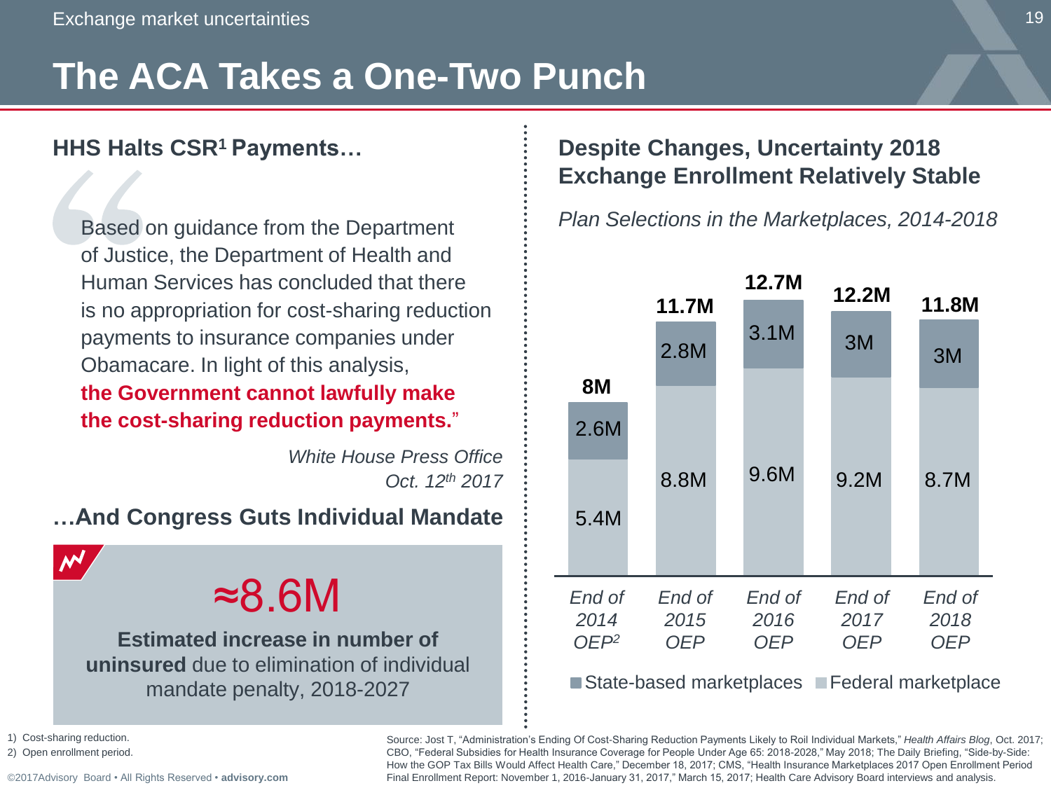# The ACA Takes a One-Two Punch

## HHS Halts CSR[1] Payments…

"Based on guidance from the Department of Justice, the Department of Health and Human Services has concluded that there is no appropriation for cost-sharing reduction payments to insurance companies under Obamacare. In light of this analysis, **the Government cannot lawfully make the cost-sharing reduction payments.**"

*White House Press Office*
*Oct. 12th 2017*

## …And Congress Guts Individual Mandate

≈8.6M

**Estimated increase in number of uninsured** due to elimination of individual mandate penalty, 2018-2027

## Despite Changes, Uncertainty 2018 Exchange Enrollment Relatively Stable

*Plan Selections in the Marketplaces, 2014-2018*

| | End of 2014 OEP[2] | End of 2015 OEP | End of 2016 OEP | End of 2017 OEP | End of 2018 OEP |
|---|---|---|---|---|---|
| State-based marketplaces | 2.6M | 2.8M | 3.1M | 3M | 3M |
| Federal marketplace | 5.4M | 8.8M | 9.6M | 9.2M | 8.7M |
| **Total** | **8M** | **11.7M** | **12.7M** | **12.2M** | **11.8M** |

1) Cost-sharing reduction.
2) Open enrollment period.

Source: Jost T, "Administration's Ending Of Cost-Sharing Reduction Payments Likely to Roil Individual Markets," *Health Affairs Blog*, Oct. 2017; CBO, "Federal Subsidies for Health Insurance Coverage for People Under Age 65: 2018-2028," May 2018; The Daily Briefing, "Side-by-Side: How the GOP Tax Bills Would Affect Health Care," December 18, 2017; CMS, "Health Insurance Marketplaces 2017 Open Enrollment Period Final Enrollment Report: November 1, 2016-January 31, 2017," March 15, 2017; Health Care Advisory Board interviews and analysis.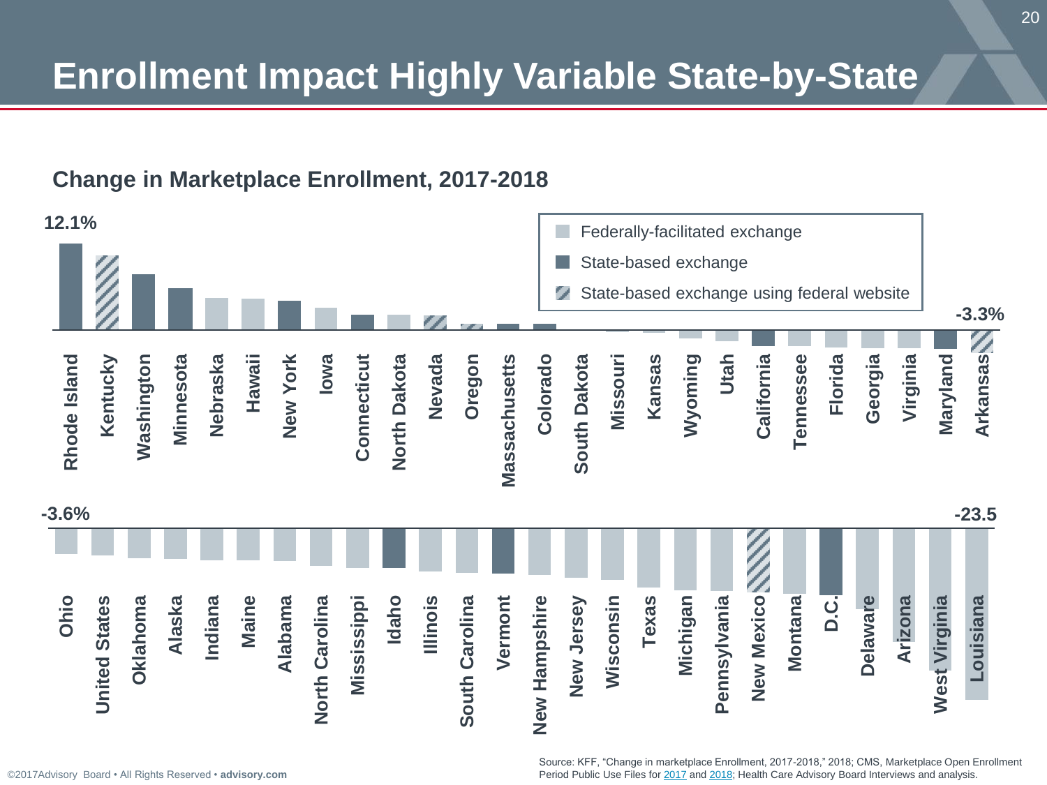# Enrollment Impact Highly Variable State-by-State

## Change in Marketplace Enrollment, 2017-2018

- Federally-facilitated exchange
- State-based exchange
- State-based exchange using federal website

12.1%

Rhode Island, Kentucky, Washington, Minnesota, Nebraska, Hawaii, New York, Iowa, Connecticut, North Dakota, Nevada, Oregon, Massachusetts, Colorado, South Dakota, Missouri, Kansas, Wyoming, Utah, California, Tennessee, Florida, Georgia, Virginia, Maryland, Arkansas

-3.3%

-3.6%

Ohio, United States, Oklahoma, Alaska, Indiana, Maine, Alabama, North Carolina, Mississippi, Idaho, Illinois, South Carolina, Vermont, New Hampshire, New Jersey, Wisconsin, Texas, Michigan, Pennsylvania, New Mexico, Montana, D.C., Delaware, Arizona, West Virginia, Louisiana

-23.5

Source: KFF, "Change in marketplace Enrollment, 2017-2018," 2018; CMS, Marketplace Open Enrollment Period Public Use Files for 2017 and 2018; Health Care Advisory Board Interviews and analysis.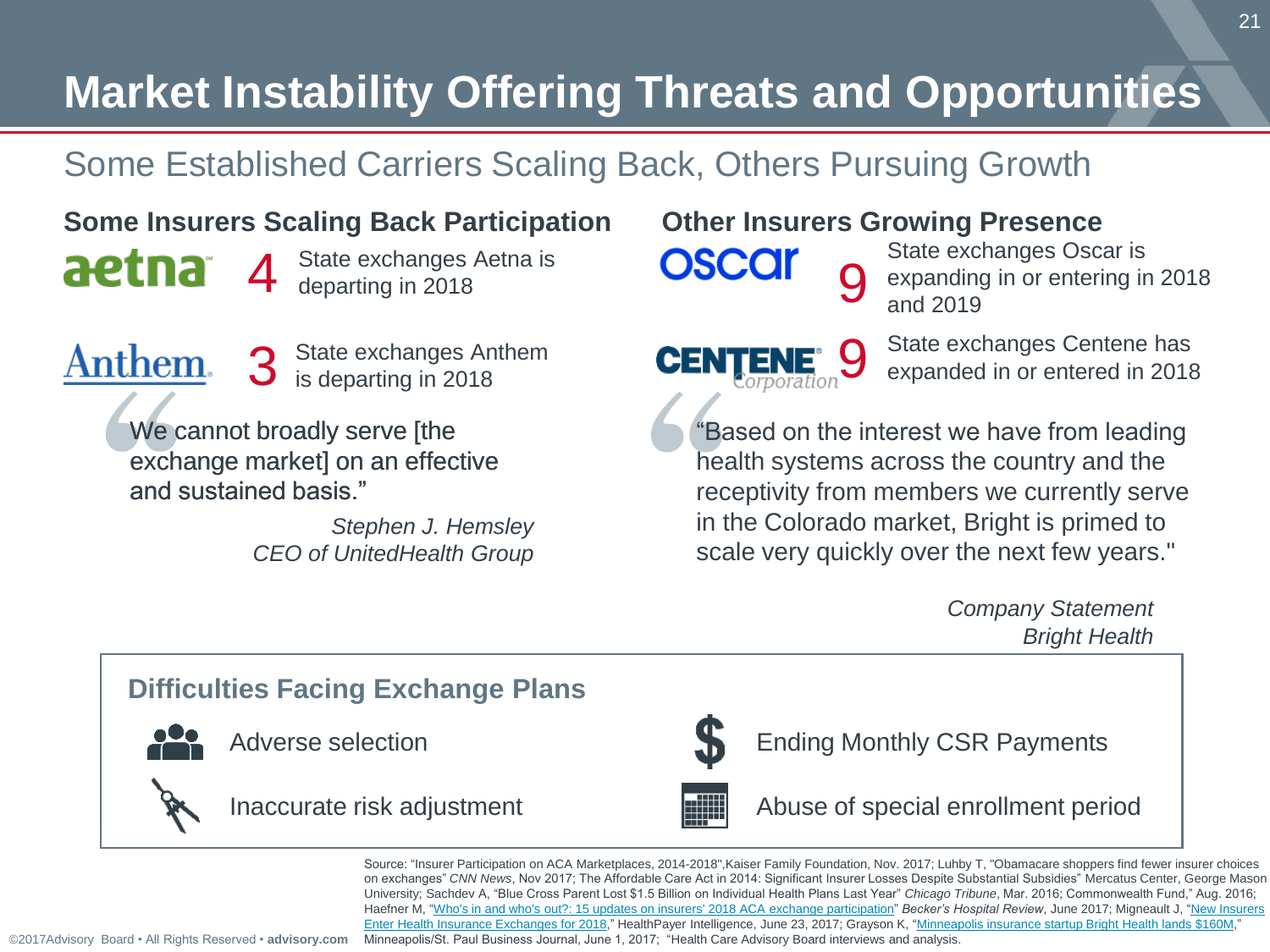# Market Instability Offering Threats and Opportunities

## Some Established Carriers Scaling Back, Others Pursuing Growth

### Some Insurers Scaling Back Participation

aetna — **4** State exchanges Aetna is departing in 2018

Anthem — **3** State exchanges Anthem is departing in 2018

> "We cannot broadly serve [the exchange market] on an effective and sustained basis."
>
> *Stephen J. Hemsley*
> *CEO of UnitedHealth Group*

### Other Insurers Growing Presence

oscar — **9** State exchanges Oscar is expanding in or entering in 2018 and 2019

CENTENE Corporation — **9** State exchanges Centene has expanded in or entered in 2018

> "Based on the interest we have from leading health systems across the country and the receptivity from members we currently serve in the Colorado market, Bright is primed to scale very quickly over the next few years."
>
> *Company Statement*
> *Bright Health*

### Difficulties Facing Exchange Plans

- Adverse selection
- Inaccurate risk adjustment
- Ending Monthly CSR Payments
- Abuse of special enrollment period

Source: "Insurer Participation on ACA Marketplaces, 2014-2018",Kaiser Family Foundation, Nov. 2017; Luhby T, "Obamacare shoppers find fewer insurer choices on exchanges" *CNN News*, Nov 2017; The Affordable Care Act in 2014: Significant Insurer Losses Despite Substantial Subsidies" Mercatus Center, George Mason University; Sachdev A, "Blue Cross Parent Lost $1.5 Billion on Individual Health Plans Last Year" *Chicago Tribune*, Mar. 2016; Commonwealth Fund," Aug. 2016; Haefner M, "Who's in and who's out?: 15 updates on insurers' 2018 ACA exchange participation" *Becker's Hospital Review*, June 2017; Migneault J, "New Insurers Enter Health Insurance Exchanges for 2018," HealthPayer Intelligence, June 23, 2017; Grayson K, "Minneapolis insurance startup Bright Health lands $160M," Minneapolis/St. Paul Business Journal, June 1, 2017; "Health Care Advisory Board interviews and analysis.

©2017Advisory Board • All Rights Reserved • advisory.com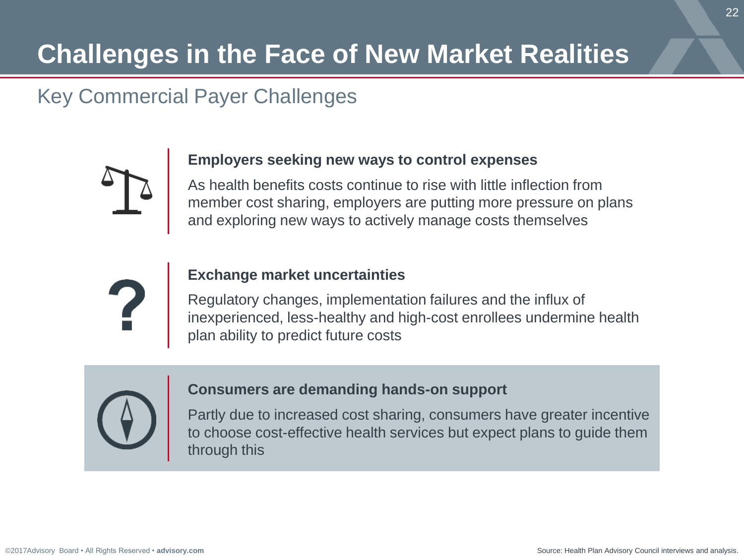# Challenges in the Face of New Market Realities

## Key Commercial Payer Challenges

**Employers seeking new ways to control expenses**

As health benefits costs continue to rise with little inflection from member cost sharing, employers are putting more pressure on plans and exploring new ways to actively manage costs themselves

**Exchange market uncertainties**

Regulatory changes, implementation failures and the influx of inexperienced, less-healthy and high-cost enrollees undermine health plan ability to predict future costs

**Consumers are demanding hands-on support**

Partly due to increased cost sharing, consumers have greater incentive to choose cost-effective health services but expect plans to guide them through this

Source: Health Plan Advisory Council interviews and analysis.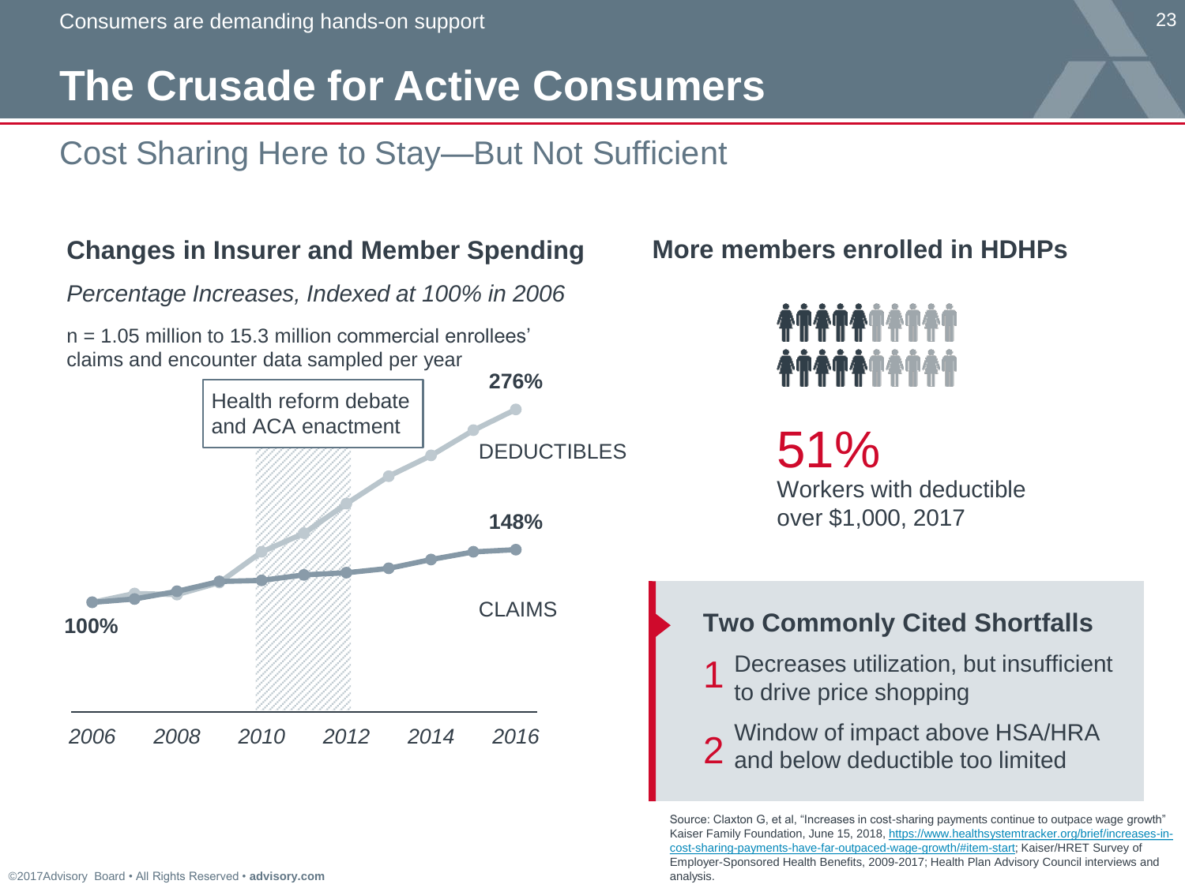# The Crusade for Active Consumers

## Cost Sharing Here to Stay—But Not Sufficient

### Changes in Insurer and Member Spending

*Percentage Increases, Indexed at 100% in 2006*

n = 1.05 million to 15.3 million commercial enrollees' claims and encounter data sampled per year

Health reform debate and ACA enactment

**276%**

DEDUCTIBLES

**148%**

CLAIMS

**100%**

*2006* *2008* *2010* *2012* *2014* *2016*

### More members enrolled in HDHPs

51%
Workers with deductible over $1,000, 2017

### Two Commonly Cited Shortfalls

1. Decreases utilization, but insufficient to drive price shopping
2. Window of impact above HSA/HRA and below deductible too limited

Source: Claxton G, et al, "Increases in cost-sharing payments continue to outpace wage growth" Kaiser Family Foundation, June 15, 2018, https://www.healthsystemtracker.org/brief/increases-in-cost-sharing-payments-have-far-outpaced-wage-growth/#item-start; Kaiser/HRET Survey of Employer-Sponsored Health Benefits, 2009-2017; Health Plan Advisory Council interviews and analysis.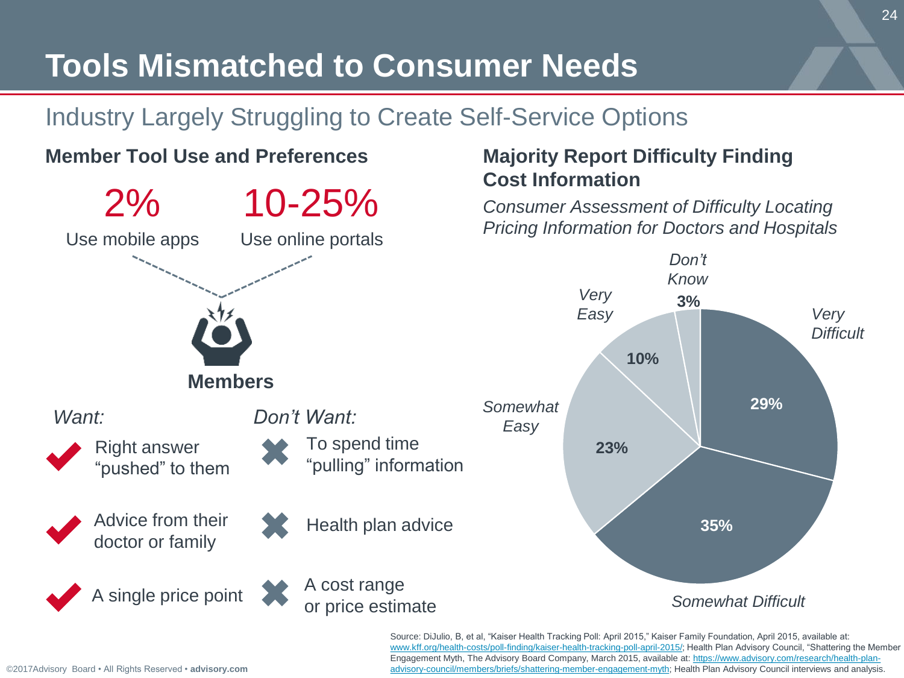# Tools Mismatched to Consumer Needs

## Industry Largely Struggling to Create Self-Service Options

### Member Tool Use and Preferences

**2%** Use mobile apps

**10-25%** Use online portals

**Members**

| *Want:* | *Don't Want:* |
|---|---|
| Right answer "pushed" to them | To spend time "pulling" information |
| Advice from their doctor or family | Health plan advice |
| A single price point | A cost range or price estimate |

### Majority Report Difficulty Finding Cost Information

*Consumer Assessment of Difficulty Locating Pricing Information for Doctors and Hospitals*

| Response | Percent |
|---|---|
| *Very Difficult* | 29% |
| *Somewhat Difficult* | 35% |
| *Somewhat Easy* | 23% |
| *Very Easy* | 10% |
| *Don't Know* | 3% |

Source: DiJulio, B, et al, "Kaiser Health Tracking Poll: April 2015," Kaiser Family Foundation, April 2015, available at: www.kff.org/health-costs/poll-finding/kaiser-health-tracking-poll-april-2015/; Health Plan Advisory Council, "Shattering the Member Engagement Myth, The Advisory Board Company, March 2015, available at: https://www.advisory.com/research/health-plan-advisory-council/members/briefs/shattering-member-engagement-myth; Health Plan Advisory Council interviews and analysis.

©2017Advisory Board • All Rights Reserved • **advisory.com**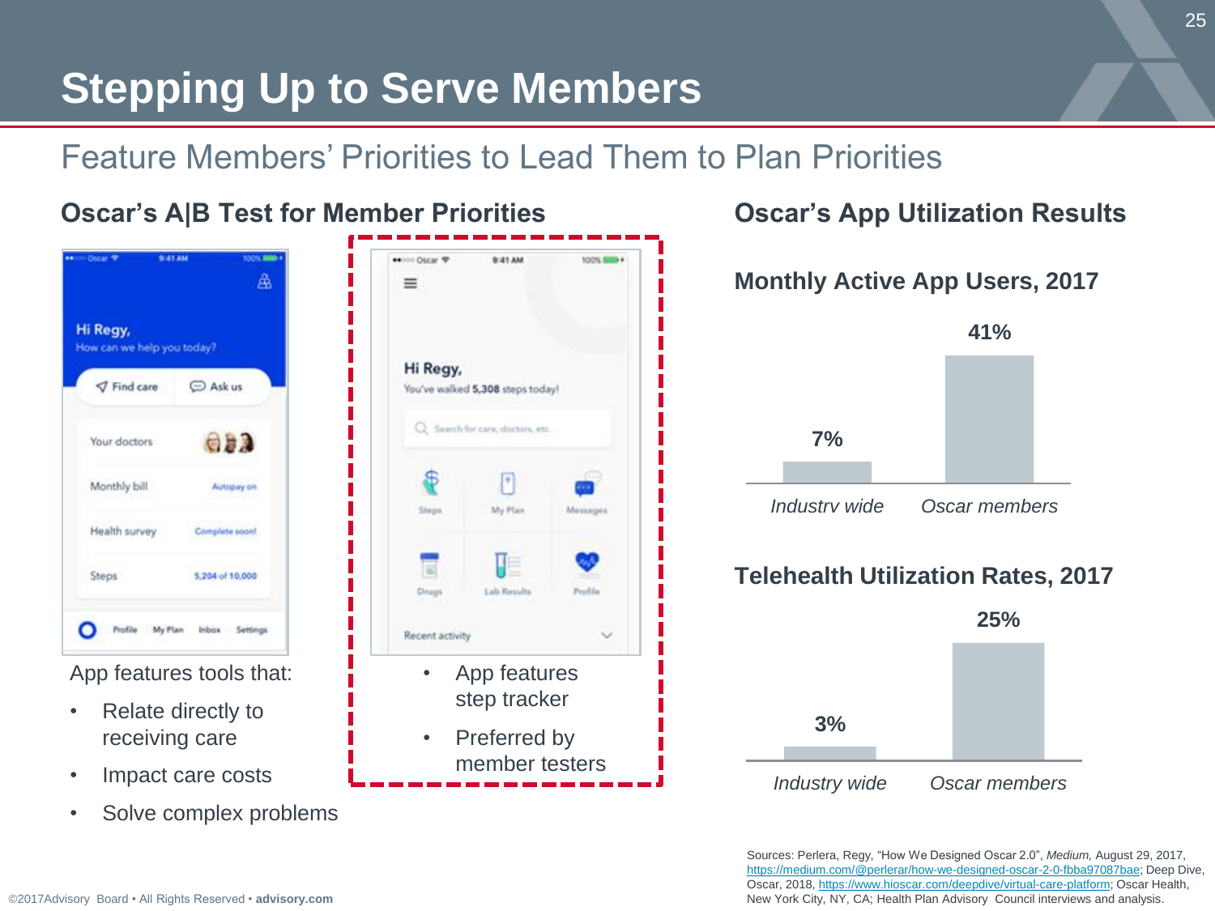# Stepping Up to Serve Members

## Feature Members' Priorities to Lead Them to Plan Priorities

### Oscar's A|B Test for Member Priorities

App features tools that:

- Relate directly to receiving care
- Impact care costs
- Solve complex problems

- App features step tracker
- Preferred by member testers

### Oscar's App Utilization Results

**Monthly Active App Users, 2017**

| | Industry wide | Oscar members |
|---|---|---|
| Monthly Active App Users | 7% | 41% |

**Telehealth Utilization Rates, 2017**

| | Industry wide | Oscar members |
|---|---|---|
| Telehealth Utilization | 3% | 25% |

Sources: Perlera, Regy, "How We Designed Oscar 2.0", *Medium,* August 29, 2017, https://medium.com/@perlerar/how-we-designed-oscar-2-0-fbba97087bae; Deep Dive, Oscar, 2018, https://www.hioscar.com/deepdive/virtual-care-platform; Oscar Health, New York City, NY, CA; Health Plan Advisory Council interviews and analysis.

©2017Advisory Board • All Rights Reserved • **advisory.com**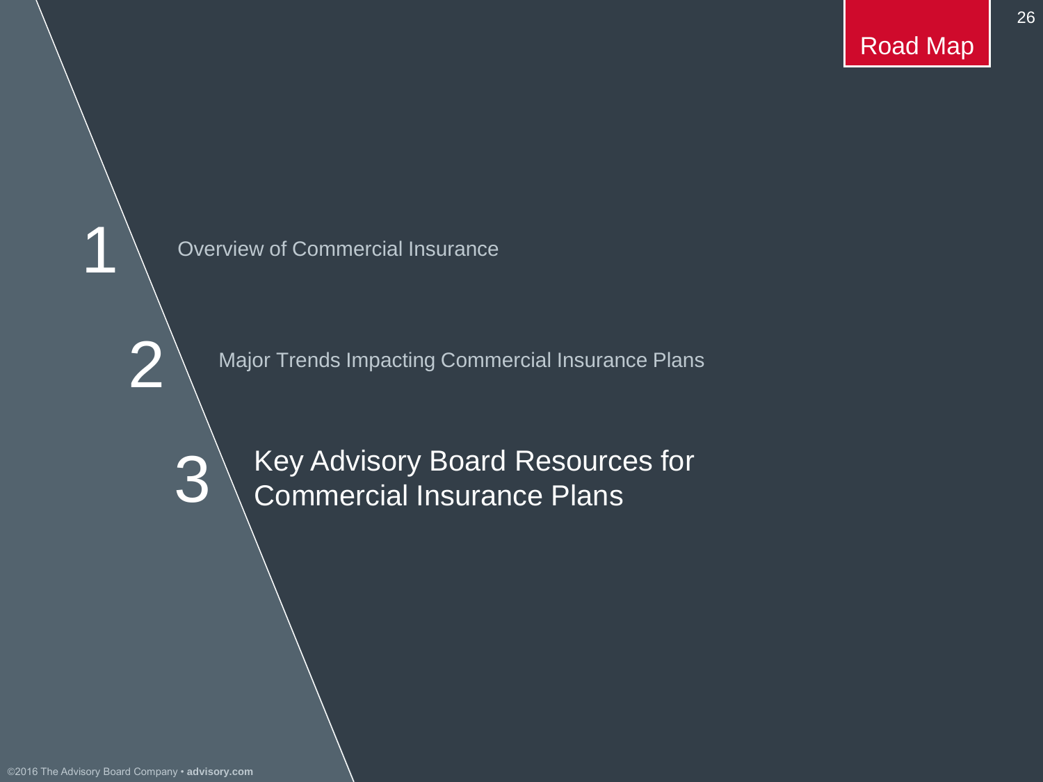# Road Map

1. Overview of Commercial Insurance
2. Major Trends Impacting Commercial Insurance Plans
3. Key Advisory Board Resources for Commercial Insurance Plans

©2016 The Advisory Board Company • **advisory.com**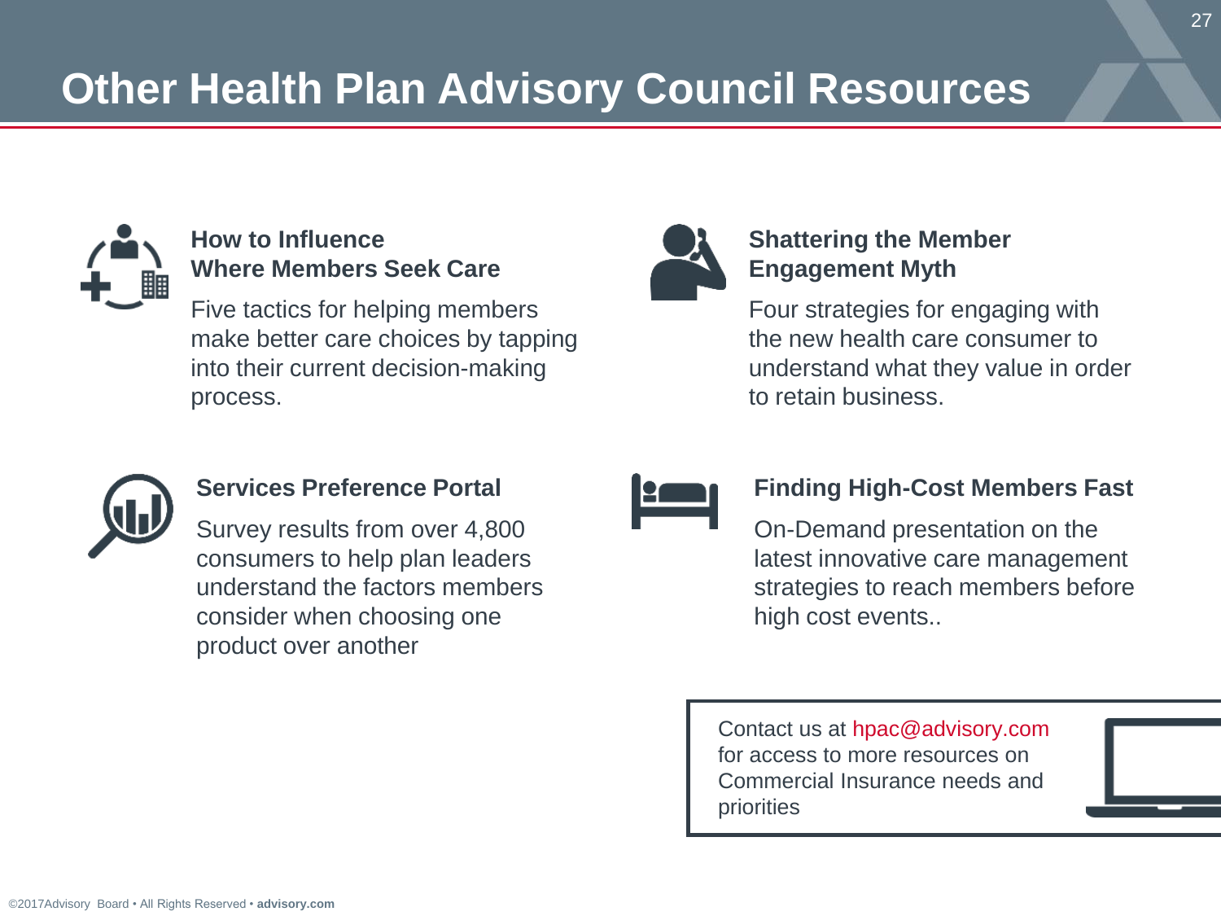# Other Health Plan Advisory Council Resources

### How to Influence Where Members Seek Care

Five tactics for helping members make better care choices by tapping into their current decision-making process.

### Shattering the Member Engagement Myth

Four strategies for engaging with the new health care consumer to understand what they value in order to retain business.

### Services Preference Portal

Survey results from over 4,800 consumers to help plan leaders understand the factors members consider when choosing one product over another

### Finding High-Cost Members Fast

On-Demand presentation on the latest innovative care management strategies to reach members before high cost events..

Contact us at hpac@advisory.com for access to more resources on Commercial Insurance needs and priorities

©2017Advisory Board • All Rights Reserved • **advisory.com**